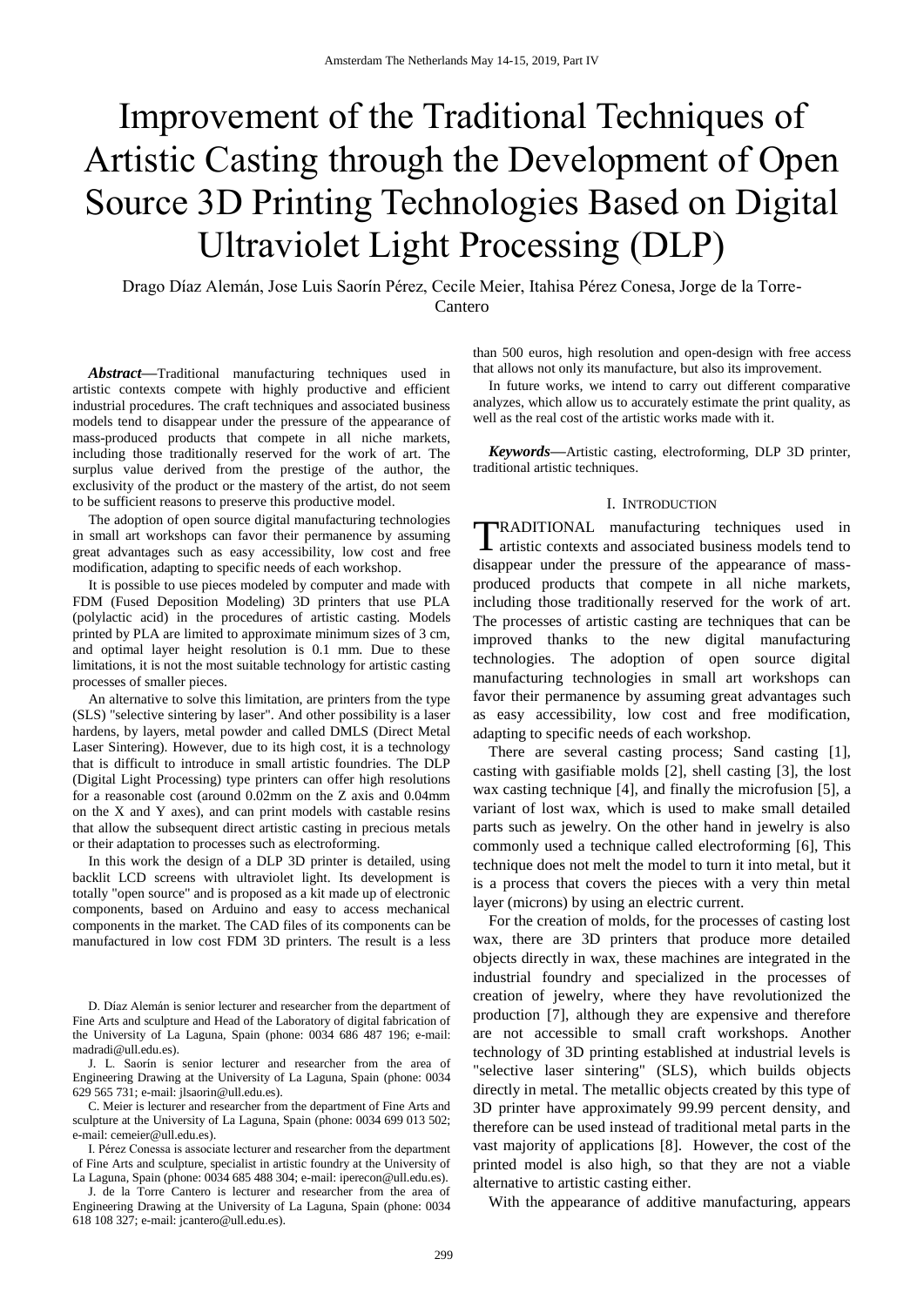# Improvement of the Traditional Techniques of Artistic Casting through the Development of Open Source 3D Printing Technologies Based on Digital Ultraviolet Light Processing (DLP)

Drago Díaz Alemán, Jose Luis Saorín Pérez, Cecile Meier, Itahisa Pérez Conesa, Jorge de la Torre-Cantero

***Abstract*—**Traditional manufacturing techniques used in artistic contexts compete with highly productive and efficient industrial procedures. The craft techniques and associated business models tend to disappear under the pressure of the appearance of mass-produced products that compete in all niche markets, including those traditionally reserved for the work of art. The surplus value derived from the prestige of the author, the exclusivity of the product or the mastery of the artist, do not seem to be sufficient reasons to preserve this productive model.

The adoption of open source digital manufacturing technologies in small art workshops can favor their permanence by assuming great advantages such as easy accessibility, low cost and free modification, adapting to specific needs of each workshop.

It is possible to use pieces modeled by computer and made with FDM (Fused Deposition Modeling) 3D printers that use PLA (polylactic acid) in the procedures of artistic casting. Models printed by PLA are limited to approximate minimum sizes of 3 cm, and optimal layer height resolution is 0.1 mm. Due to these limitations, it is not the most suitable technology for artistic casting processes of smaller pieces.

An alternative to solve this limitation, are printers from the type (SLS) "selective sintering by laser". And other possibility is a laser hardens, by layers, metal powder and called DMLS (Direct Metal Laser Sintering). However, due to its high cost, it is a technology that is difficult to introduce in small artistic foundries. The DLP (Digital Light Processing) type printers can offer high resolutions for a reasonable cost (around 0.02mm on the Z axis and 0.04mm on the X and Y axes), and can print models with castable resins that allow the subsequent direct artistic casting in precious metals or their adaptation to processes such as electroforming.

In this work the design of a DLP 3D printer is detailed, using backlit LCD screens with ultraviolet light. Its development is totally "open source" and is proposed as a kit made up of electronic components, based on Arduino and easy to access mechanical components in the market. The CAD files of its components can be manufactured in low cost FDM 3D printers. The result is a less than 500 euros, high resolution and open-design with free access that allows not only its manufacture, but also its improvement.

In future works, we intend to carry out different comparative analyzes, which allow us to accurately estimate the print quality, as well as the real cost of the artistic works made with it.

***Keywords*—**Artistic casting, electroforming, DLP 3D printer, traditional artistic techniques.

D. Díaz Alemán is senior lecturer and researcher from the department of Fine Arts and sculpture and Head of the Laboratory of digital fabrication of the University of La Laguna, Spain (phone: 0034 686 487 196; e-mail: madradi@ull.edu.es).

J. L. Saorín is senior lecturer and researcher from the area of Engineering Drawing at the University of La Laguna, Spain (phone: 0034 629 565 731; e-mail: jlsaorin@ull.edu.es).

C. Meier is lecturer and researcher from the department of Fine Arts and sculpture at the University of La Laguna, Spain (phone: 0034 699 013 502; e-mail: cemeier@ull.edu.es).

I. Pérez Conessa is associate lecturer and researcher from the department of Fine Arts and sculpture, specialist in artistic foundry at the University of La Laguna, Spain (phone: 0034 685 488 304; e-mail: iperecon@ull.edu.es).

J. de la Torre Cantero is lecturer and researcher from the area of Engineering Drawing at the University of La Laguna, Spain (phone: 0034 618 108 327; e-mail: jcantero@ull.edu.es).

## I. Introduction

TRADITIONAL manufacturing techniques used in artistic contexts and associated business models tend to disappear under the pressure of the appearance of mass-produced products that compete in all niche markets, including those traditionally reserved for the work of art. The processes of artistic casting are techniques that can be improved thanks to the new digital manufacturing technologies. The adoption of open source digital manufacturing technologies in small art workshops can favor their permanence by assuming great advantages such as easy accessibility, low cost and free modification, adapting to specific needs of each workshop.

There are several casting process; Sand casting [1], casting with gasifiable molds [2], shell casting [3], the lost wax casting technique [4], and finally the microfusion [5], a variant of lost wax, which is used to make small detailed parts such as jewelry. On the other hand in jewelry is also commonly used a technique called electroforming [6], This technique does not melt the model to turn it into metal, but it is a process that covers the pieces with a very thin metal layer (microns) by using an electric current.

For the creation of molds, for the processes of casting lost wax, there are 3D printers that produce more detailed objects directly in wax, these machines are integrated in the industrial foundry and specialized in the processes of creation of jewelry, where they have revolutionized the production [7], although they are expensive and therefore are not accessible to small craft workshops. Another technology of 3D printing established at industrial levels is "selective laser sintering" (SLS), which builds objects directly in metal. The metallic objects created by this type of 3D printer have approximately 99.99 percent density, and therefore can be used instead of traditional metal parts in the vast majority of applications [8]. However, the cost of the printed model is also high, so that they are not a viable alternative to artistic casting either.

With the appearance of additive manufacturing, appears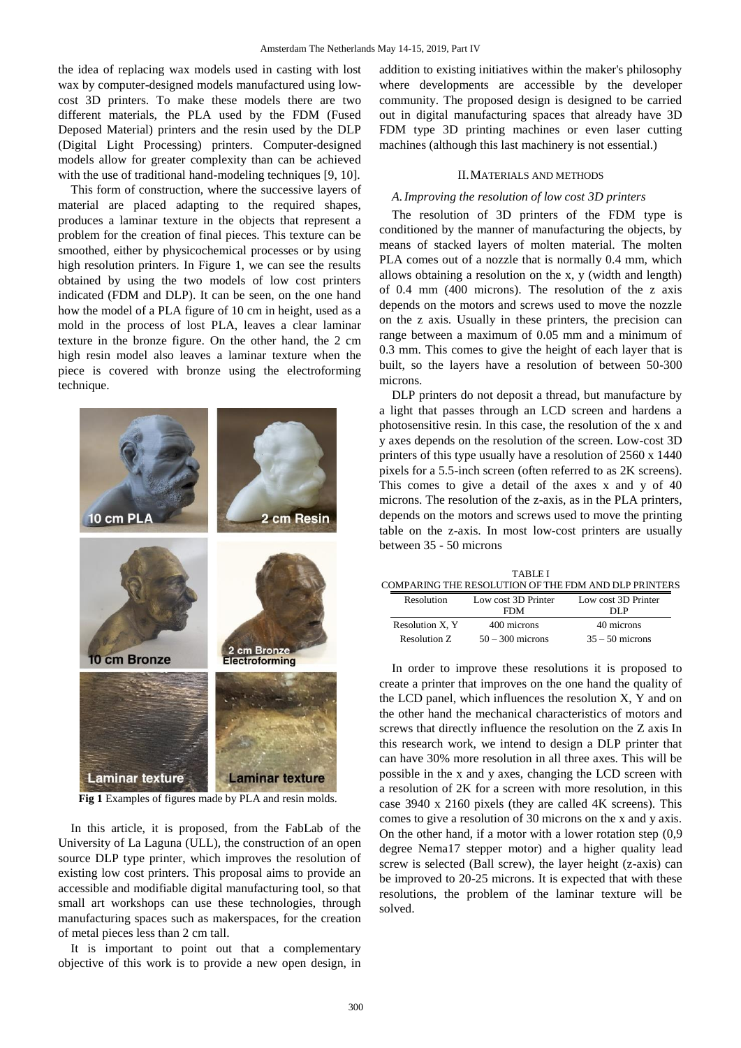the idea of replacing wax models used in casting with lost wax by computer-designed models manufactured using low-cost 3D printers. To make these models there are two different materials, the PLA used by the FDM (Fused Deposed Material) printers and the resin used by the DLP (Digital Light Processing) printers. Computer-designed models allow for greater complexity than can be achieved with the use of traditional hand-modeling techniques [9, 10].

This form of construction, where the successive layers of material are placed adapting to the required shapes, produces a laminar texture in the objects that represent a problem for the creation of final pieces. This texture can be smoothed, either by physicochemical processes or by using high resolution printers. In Figure 1, we can see the results obtained by using the two models of low cost printers indicated (FDM and DLP). It can be seen, on the one hand how the model of a PLA figure of 10 cm in height, used as a mold in the process of lost PLA, leaves a clear laminar texture in the bronze figure. On the other hand, the 2 cm high resin model also leaves a laminar texture when the piece is covered with bronze using the electroforming technique.

**Fig 1** Examples of figures made by PLA and resin molds.

In this article, it is proposed, from the FabLab of the University of La Laguna (ULL), the construction of an open source DLP type printer, which improves the resolution of existing low cost printers. This proposal aims to provide an accessible and modifiable digital manufacturing tool, so that small art workshops can use these technologies, through manufacturing spaces such as makerspaces, for the creation of metal pieces less than 2 cm tall.

It is important to point out that a complementary objective of this work is to provide a new open design, in addition to existing initiatives within the maker's philosophy where developments are accessible by the developer community. The proposed design is designed to be carried out in digital manufacturing spaces that already have 3D FDM type 3D printing machines or even laser cutting machines (although this last machinery is not essential.)

## II. Materials and Methods

### A. Improving the resolution of low cost 3D printers

The resolution of 3D printers of the FDM type is conditioned by the manner of manufacturing the objects, by means of stacked layers of molten material. The molten PLA comes out of a nozzle that is normally 0.4 mm, which allows obtaining a resolution on the x, y (width and length) of 0.4 mm (400 microns). The resolution of the z axis depends on the motors and screws used to move the nozzle on the z axis. Usually in these printers, the precision can range between a maximum of 0.05 mm and a minimum of 0.3 mm. This comes to give the height of each layer that is built, so the layers have a resolution of between 50-300 microns.

DLP printers do not deposit a thread, but manufacture by a light that passes through an LCD screen and hardens a photosensitive resin. In this case, the resolution of the x and y axes depends on the resolution of the screen. Low-cost 3D printers of this type usually have a resolution of 2560 x 1440 pixels for a 5.5-inch screen (often referred to as 2K screens). This comes to give a detail of the axes x and y of 40 microns. The resolution of the z-axis, as in the PLA printers, depends on the motors and screws used to move the printing table on the z-axis. In most low-cost printers are usually between 35 - 50 microns

TABLE I
COMPARING THE RESOLUTION OF THE FDM AND DLP PRINTERS

| Resolution | Low cost 3D Printer FDM | Low cost 3D Printer DLP |
|---|---|---|
| Resolution X, Y | 400 microns | 40 microns |
| Resolution Z | 50 – 300 microns | 35 – 50 microns |

In order to improve these resolutions it is proposed to create a printer that improves on the one hand the quality of the LCD panel, which influences the resolution X, Y and on the other hand the mechanical characteristics of motors and screws that directly influence the resolution on the Z axis In this research work, we intend to design a DLP printer that can have 30% more resolution in all three axes. This will be possible in the x and y axes, changing the LCD screen with a resolution of 2K for a screen with more resolution, in this case 3940 x 2160 pixels (they are called 4K screens). This comes to give a resolution of 30 microns on the x and y axis. On the other hand, if a motor with a lower rotation step (0,9 degree Nema17 stepper motor) and a higher quality lead screw is selected (Ball screw), the layer height (z-axis) can be improved to 20-25 microns. It is expected that with these resolutions, the problem of the laminar texture will be solved.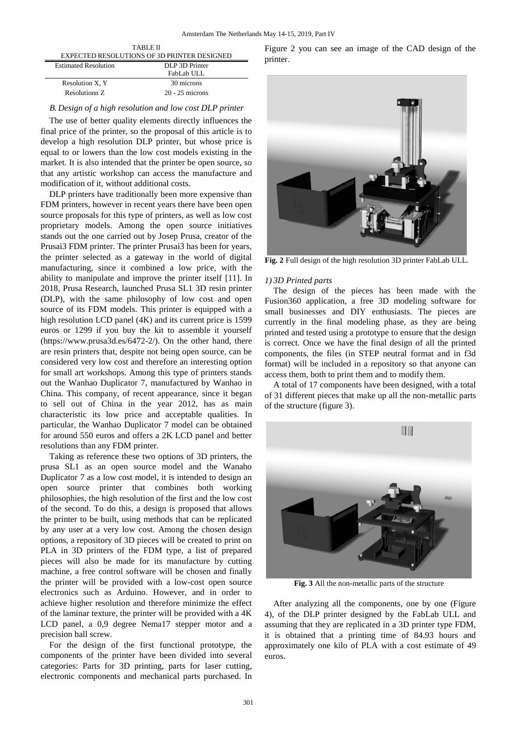TABLE II
EXPECTED RESOLUTIONS OF 3D PRINTER DESIGNED

| Estimated Resolution | DLP 3D Printer FabLab ULL |
| --- | --- |
| Resolution X, Y | 30 microns |
| Resolutionn Z | 20 - 25 microns |

### *B. Design of a high resolution and low cost DLP printer*

The use of better quality elements directly influences the final price of the printer, so the proposal of this article is to develop a high resolution DLP printer, but whose price is equal to or lowers than the low cost models existing in the market. It is also intended that the printer be open source, so that any artistic workshop can access the manufacture and modification of it, without additional costs.

DLP printers have traditionally been more expensive than FDM printers, however in recent years there have been open source proposals for this type of printers, as well as low cost proprietary models. Among the open source initiatives stands out the one carried out by Josep Prusa, creator of the Prusai3 FDM printer. The printer Prusai3 has been for years, the printer selected as a gateway in the world of digital manufacturing, since it combined a low price, with the ability to manipulate and improve the printer itself [11]. In 2018, Prusa Research, launched Prusa SL1 3D resin printer (DLP), with the same philosophy of low cost and open source of its FDM models. This printer is equipped with a high resolution LCD panel (4K) and its current price is 1599 euros or 1299 if you buy the kit to assemble it yourself (https://www.prusa3d.es/6472-2/). On the other hand, there are resin printers that, despite not being open source, can be considered very low cost and therefore an interesting option for small art workshops. Among this type of printers stands out the Wanhao Duplicator 7, manufactured by Wanhao in China. This company, of recent appearance, since it began to sell out of China in the year 2012, has as main characteristic its low price and acceptable qualities. In particular, the Wanhao Duplicator 7 model can be obtained for around 550 euros and offers a 2K LCD panel and better resolutions than any FDM printer.

Taking as reference these two options of 3D printers, the prusa SL1 as an open source model and the Wanaho Duplicator 7 as a low cost model, it is intended to design an open source printer that combines both working philosophies, the high resolution of the first and the low cost of the second. To do this, a design is proposed that allows the printer to be built, using methods that can be replicated by any user at a very low cost. Among the chosen design options, a repository of 3D pieces will be created to print on PLA in 3D printers of the FDM type, a list of prepared pieces will also be made for its manufacture by cutting machine, a free control software will be chosen and finally the printer will be provided with a low-cost open source electronics such as Arduino. However, and in order to achieve higher resolution and therefore minimize the effect of the laminar texture, the printer will be provided with a 4K LCD panel, a 0,9 degree Nema17 stepper motor and a precision ball screw.

For the design of the first functional prototype, the components of the printer have been divided into several categories: Parts for 3D printing, parts for laser cutting, electronic components and mechanical parts purchased. In Figure 2 you can see an image of the CAD design of the printer.

**Fig. 2** Full design of the high resolution 3D printer FabLab ULL.

#### *1) 3D Printed parts*

The design of the pieces has been made with the Fusion360 application, a free 3D modeling software for small businesses and DIY enthusiasts. The pieces are currently in the final modeling phase, as they are being printed and tested using a prototype to ensure that the design is correct. Once we have the final design of all the printed components, the files (in STEP neutral format and in f3d format) will be included in a repository so that anyone can access them, both to print them and to modify them.

A total of 17 components have been designed, with a total of 31 different pieces that make up all the non-metallic parts of the structure (figure 3).

**Fig. 3** All the non-metallic parts of the structure

After analyzing all the components, one by one (Figure 4), of the DLP printer designed by the FabLab ULL and assuming that they are replicated in a 3D printer type FDM, it is obtained that a printing time of 84.93 hours and approximately one kilo of PLA with a cost estimate of 49 euros.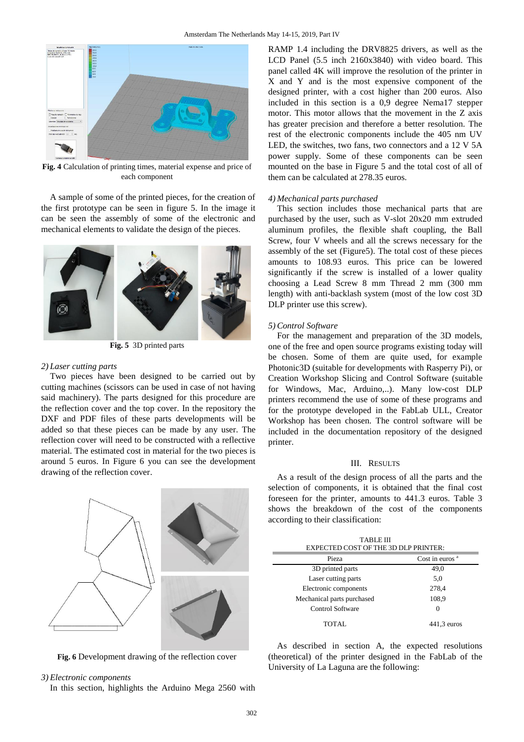**Fig. 4** Calculation of printing times, material expense and price of each component

A sample of some of the printed pieces, for the creation of the first prototype can be seen in figure 5. In the image it can be seen the assembly of some of the electronic and mechanical elements to validate the design of the pieces.

**Fig. 5** 3D printed parts

*2) Laser cutting parts*

Two pieces have been designed to be carried out by cutting machines (scissors can be used in case of not having said machinery). The parts designed for this procedure are the reflection cover and the top cover. In the repository the DXF and PDF files of these parts developments will be added so that these pieces can be made by any user. The reflection cover will need to be constructed with a reflective material. The estimated cost in material for the two pieces is around 5 euros. In Figure 6 you can see the development drawing of the reflection cover.

**Fig. 6** Development drawing of the reflection cover

*3) Electronic components*

In this section, highlights the Arduino Mega 2560 with RAMP 1.4 including the DRV8825 drivers, as well as the LCD Panel (5.5 inch 2160x3840) with video board. This panel called 4K will improve the resolution of the printer in X and Y axis and is the most expensive component of the designed printer, with a cost higher than 200 euros. Also included in this section is a 0,9 degree Nema17 stepper motor. This motor allows that the movement in the Z axis has greater precision and therefore a better resolution. The rest of the electronic components include the 405 nm UV LED, the switches, two fans, two connectors and a 12 V 5A power supply. Some of these components can be seen mounted on the base in Figure 5 and the total cost of all of them can be calculated at 278.35 euros.

*4) Mechanical parts purchased*

This section includes those mechanical parts that are purchased by the user, such as V-slot 20x20 mm extruded aluminum profiles, the flexible shaft coupling, the Ball Screw, four V wheels and all the screws necessary for the assembly of the set (Figure5). The total cost of these pieces amounts to 108.93 euros. This price can be lowered significantly if the screw is installed of a lower quality choosing a Lead Screw 8 mm Thread 2 mm (300 mm length) with anti-backlash system (most of the low cost 3D DLP printer use this screw).

*5) Control Software*

For the management and preparation of the 3D models, one of the free and open source programs existing today will be chosen. Some of them are quite used, for example Photonic3D (suitable for developments with Rasperry Pi), or Creation Workshop Slicing and Control Software (suitable for Windows, Mac, Arduino,..). Many low-cost DLP printers recommend the use of some of these programs and for the prototype developed in the FabLab ULL, Creator Workshop has been chosen. The control software will be included in the documentation repository of the designed printer.

## III. Results

As a result of the design process of all the parts and the selection of components, it is obtained that the final cost foreseen for the printer, amounts to 441.3 euros. Table 3 shows the breakdown of the cost of the components according to their classification:

TABLE III
EXPECTED COST OF THE 3D DLP PRINTER:

| Pieza | Cost in euros [a] |
|---|---|
| 3D printed parts | 49,0 |
| Laser cutting parts | 5,0 |
| Electronic components | 278,4 |
| Mechanical parts purchased | 108,9 |
| Control Software | 0 |
| TOTAL | 441,3 euros |

As described in section A, the expected resolutions (theoretical) of the printer designed in the FabLab of the University of La Laguna are the following: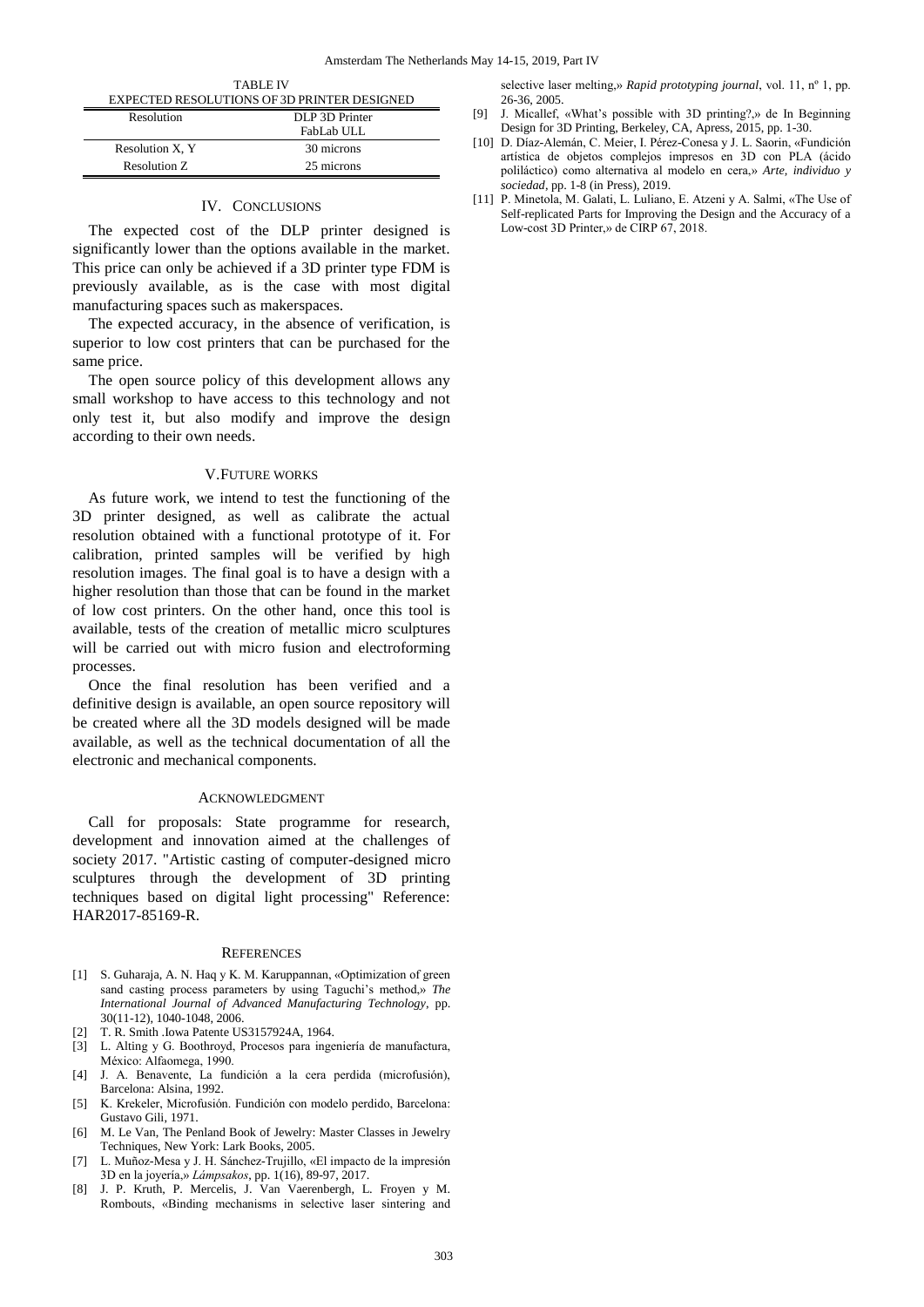TABLE IV
EXPECTED RESOLUTIONS OF 3D PRINTER DESIGNED

| Resolution | DLP 3D Printer FabLab ULL |
|---|---|
| Resolution X, Y | 30 microns |
| Resolution Z | 25 microns |

## IV. Conclusions

The expected cost of the DLP printer designed is significantly lower than the options available in the market. This price can only be achieved if a 3D printer type FDM is previously available, as is the case with most digital manufacturing spaces such as makerspaces.

The expected accuracy, in the absence of verification, is superior to low cost printers that can be purchased for the same price.

The open source policy of this development allows any small workshop to have access to this technology and not only test it, but also modify and improve the design according to their own needs.

## V.Future works

As future work, we intend to test the functioning of the 3D printer designed, as well as calibrate the actual resolution obtained with a functional prototype of it. For calibration, printed samples will be verified by high resolution images. The final goal is to have a design with a higher resolution than those that can be found in the market of low cost printers. On the other hand, once this tool is available, tests of the creation of metallic micro sculptures will be carried out with micro fusion and electroforming processes.

Once the final resolution has been verified and a definitive design is available, an open source repository will be created where all the 3D models designed will be made available, as well as the technical documentation of all the electronic and mechanical components.

## Acknowledgment

Call for proposals: State programme for research, development and innovation aimed at the challenges of society 2017. "Artistic casting of computer-designed micro sculptures through the development of 3D printing techniques based on digital light processing" Reference: HAR2017-85169-R.

## References

[1] S. Guharaja, A. N. Haq y K. M. Karuppannan, «Optimization of green sand casting process parameters by using Taguchi's method,» *The International Journal of Advanced Manufacturing Technology*, pp. 30(11-12), 1040-1048, 2006.

[2] T. R. Smith .Iowa Patente US3157924A, 1964.

[3] L. Alting y G. Boothroyd, Procesos para ingeniería de manufactura, México: Alfaomega, 1990.

[4] J. A. Benavente, La fundición a la cera perdida (microfusión), Barcelona: Alsina, 1992.

[5] K. Krekeler, Microfusión. Fundición con modelo perdido, Barcelona: Gustavo Gili, 1971.

[6] M. Le Van, The Penland Book of Jewelry: Master Classes in Jewelry Techniques, New York: Lark Books, 2005.

[7] L. Muñoz-Mesa y J. H. Sánchez-Trujillo, «El impacto de la impresión 3D en la joyería,» *Lámpsakos*, pp. 1(16), 89-97, 2017.

[8] J. P. Kruth, P. Mercelis, J. Van Vaerenbergh, L. Froyen y M. Rombouts, «Binding mechanisms in selective laser sintering and selective laser melting,» *Rapid prototyping journal*, vol. 11, nº 1, pp. 26-36, 2005.

[9] J. Micallef, «What's possible with 3D printing?,» de In Beginning Design for 3D Printing, Berkeley, CA, Apress, 2015, pp. 1-30.

[10] D. Díaz-Alemán, C. Meier, I. Pérez-Conesa y J. L. Saorin, «Fundición artística de objetos complejos impresos en 3D con PLA (ácido poliláctico) como alternativa al modelo en cera,» *Arte, individuo y sociedad*, pp. 1-8 (in Press), 2019.

[11] P. Minetola, M. Galati, L. Luliano, E. Atzeni y A. Salmi, «The Use of Self-replicated Parts for Improving the Design and the Accuracy of a Low-cost 3D Printer,» de CIRP 67, 2018.